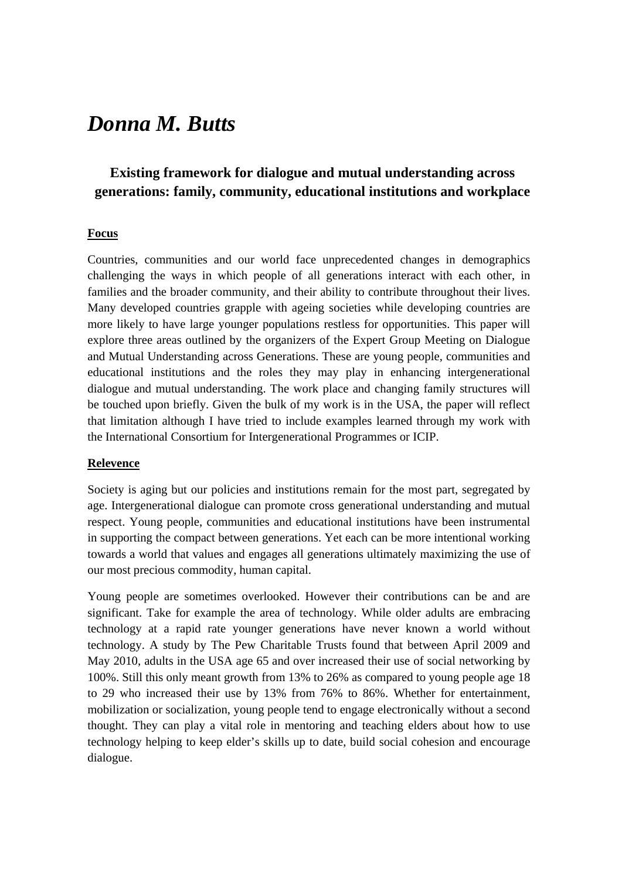# *Donna M. Butts*

## Existing framework for dialogue and mutual understanding across generations: family, community, educational institutions and workplace

**Focus**

Countries, communities and our world face unprecedented changes in demographics challenging the ways in which people of all generations interact with each other, in families and the broader community, and their ability to contribute throughout their lives. Many developed countries grapple with ageing societies while developing countries are more likely to have large younger populations restless for opportunities. This paper will explore three areas outlined by the organizers of the Expert Group Meeting on Dialogue and Mutual Understanding across Generations. These are young people, communities and educational institutions and the roles they may play in enhancing intergenerational dialogue and mutual understanding. The work place and changing family structures will be touched upon briefly. Given the bulk of my work is in the USA, the paper will reflect that limitation although I have tried to include examples learned through my work with the International Consortium for Intergenerational Programmes or ICIP.

**Relevence**

Society is aging but our policies and institutions remain for the most part, segregated by age. Intergenerational dialogue can promote cross generational understanding and mutual respect. Young people, communities and educational institutions have been instrumental in supporting the compact between generations. Yet each can be more intentional working towards a world that values and engages all generations ultimately maximizing the use of our most precious commodity, human capital.

Young people are sometimes overlooked. However their contributions can be and are significant. Take for example the area of technology. While older adults are embracing technology at a rapid rate younger generations have never known a world without technology. A study by The Pew Charitable Trusts found that between April 2009 and May 2010, adults in the USA age 65 and over increased their use of social networking by 100%. Still this only meant growth from 13% to 26% as compared to young people age 18 to 29 who increased their use by 13% from 76% to 86%. Whether for entertainment, mobilization or socialization, young people tend to engage electronically without a second thought. They can play a vital role in mentoring and teaching elders about how to use technology helping to keep elder's skills up to date, build social cohesion and encourage dialogue.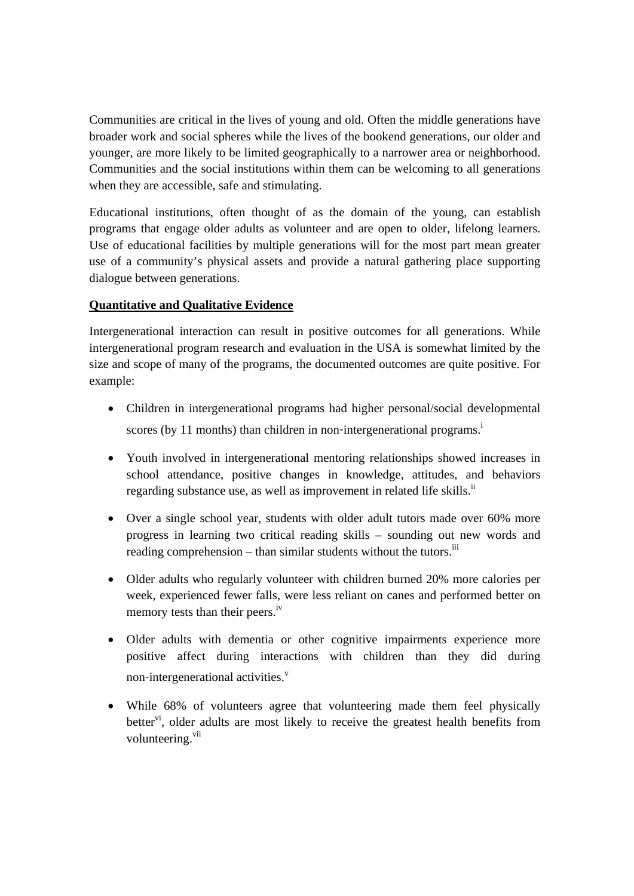Communities are critical in the lives of young and old. Often the middle generations have broader work and social spheres while the lives of the bookend generations, our older and younger, are more likely to be limited geographically to a narrower area or neighborhood. Communities and the social institutions within them can be welcoming to all generations when they are accessible, safe and stimulating.

Educational institutions, often thought of as the domain of the young, can establish programs that engage older adults as volunteer and are open to older, lifelong learners. Use of educational facilities by multiple generations will for the most part mean greater use of a community's physical assets and provide a natural gathering place supporting dialogue between generations.

**Quantitative and Qualitative Evidence**

Intergenerational interaction can result in positive outcomes for all generations. While intergenerational program research and evaluation in the USA is somewhat limited by the size and scope of many of the programs, the documented outcomes are quite positive. For example:

- Children in intergenerational programs had higher personal/social developmental scores (by 11 months) than children in non-intergenerational programs.[i]
- Youth involved in intergenerational mentoring relationships showed increases in school attendance, positive changes in knowledge, attitudes, and behaviors regarding substance use, as well as improvement in related life skills.[ii]
- Over a single school year, students with older adult tutors made over 60% more progress in learning two critical reading skills – sounding out new words and reading comprehension – than similar students without the tutors.[iii]
- Older adults who regularly volunteer with children burned 20% more calories per week, experienced fewer falls, were less reliant on canes and performed better on memory tests than their peers.[iv]
- Older adults with dementia or other cognitive impairments experience more positive affect during interactions with children than they did during non-intergenerational activities.[v]
- While 68% of volunteers agree that volunteering made them feel physically better[vi], older adults are most likely to receive the greatest health benefits from volunteering.[vii]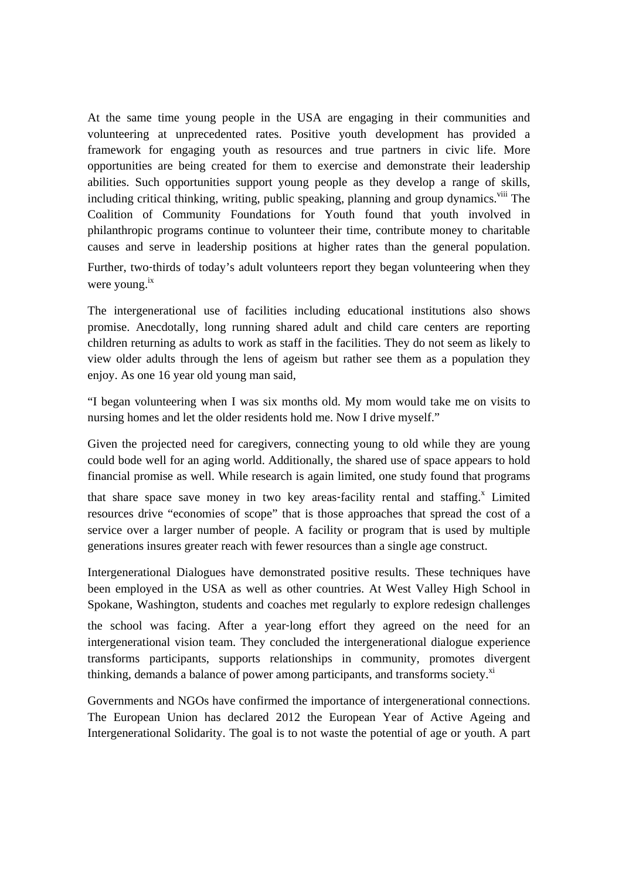At the same time young people in the USA are engaging in their communities and volunteering at unprecedented rates. Positive youth development has provided a framework for engaging youth as resources and true partners in civic life. More opportunities are being created for them to exercise and demonstrate their leadership abilities. Such opportunities support young people as they develop a range of skills, including critical thinking, writing, public speaking, planning and group dynamics.[viii] The Coalition of Community Foundations for Youth found that youth involved in philanthropic programs continue to volunteer their time, contribute money to charitable causes and serve in leadership positions at higher rates than the general population. Further, two-thirds of today's adult volunteers report they began volunteering when they were young.[ix]

The intergenerational use of facilities including educational institutions also shows promise. Anecdotally, long running shared adult and child care centers are reporting children returning as adults to work as staff in the facilities. They do not seem as likely to view older adults through the lens of ageism but rather see them as a population they enjoy. As one 16 year old young man said,

"I began volunteering when I was six months old. My mom would take me on visits to nursing homes and let the older residents hold me. Now I drive myself."

Given the projected need for caregivers, connecting young to old while they are young could bode well for an aging world. Additionally, the shared use of space appears to hold financial promise as well. While research is again limited, one study found that programs that share space save money in two key areas-facility rental and staffing.[x] Limited resources drive "economies of scope" that is those approaches that spread the cost of a service over a larger number of people. A facility or program that is used by multiple generations insures greater reach with fewer resources than a single age construct.

Intergenerational Dialogues have demonstrated positive results. These techniques have been employed in the USA as well as other countries. At West Valley High School in Spokane, Washington, students and coaches met regularly to explore redesign challenges the school was facing. After a year-long effort they agreed on the need for an intergenerational vision team. They concluded the intergenerational dialogue experience transforms participants, supports relationships in community, promotes divergent thinking, demands a balance of power among participants, and transforms society.[xi]

Governments and NGOs have confirmed the importance of intergenerational connections. The European Union has declared 2012 the European Year of Active Ageing and Intergenerational Solidarity. The goal is to not waste the potential of age or youth. A part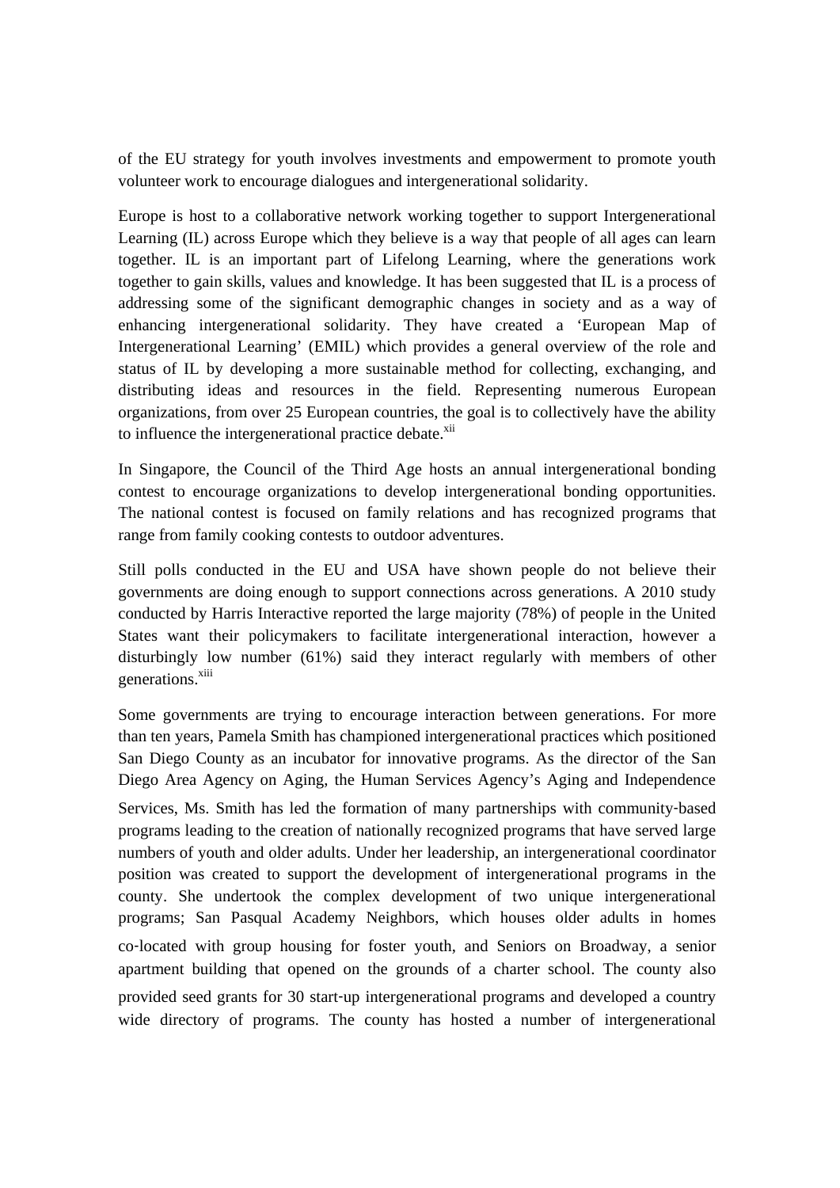of the EU strategy for youth involves investments and empowerment to promote youth volunteer work to encourage dialogues and intergenerational solidarity.

Europe is host to a collaborative network working together to support Intergenerational Learning (IL) across Europe which they believe is a way that people of all ages can learn together. IL is an important part of Lifelong Learning, where the generations work together to gain skills, values and knowledge. It has been suggested that IL is a process of addressing some of the significant demographic changes in society and as a way of enhancing intergenerational solidarity. They have created a 'European Map of Intergenerational Learning' (EMIL) which provides a general overview of the role and status of IL by developing a more sustainable method for collecting, exchanging, and distributing ideas and resources in the field. Representing numerous European organizations, from over 25 European countries, the goal is to collectively have the ability to influence the intergenerational practice debate.[xii]

In Singapore, the Council of the Third Age hosts an annual intergenerational bonding contest to encourage organizations to develop intergenerational bonding opportunities. The national contest is focused on family relations and has recognized programs that range from family cooking contests to outdoor adventures.

Still polls conducted in the EU and USA have shown people do not believe their governments are doing enough to support connections across generations. A 2010 study conducted by Harris Interactive reported the large majority (78%) of people in the United States want their policymakers to facilitate intergenerational interaction, however a disturbingly low number (61%) said they interact regularly with members of other generations.[xiii]

Some governments are trying to encourage interaction between generations. For more than ten years, Pamela Smith has championed intergenerational practices which positioned San Diego County as an incubator for innovative programs. As the director of the San Diego Area Agency on Aging, the Human Services Agency's Aging and Independence Services, Ms. Smith has led the formation of many partnerships with community-based programs leading to the creation of nationally recognized programs that have served large numbers of youth and older adults. Under her leadership, an intergenerational coordinator position was created to support the development of intergenerational programs in the county. She undertook the complex development of two unique intergenerational programs; San Pasqual Academy Neighbors, which houses older adults in homes co-located with group housing for foster youth, and Seniors on Broadway, a senior apartment building that opened on the grounds of a charter school. The county also provided seed grants for 30 start-up intergenerational programs and developed a country wide directory of programs. The county has hosted a number of intergenerational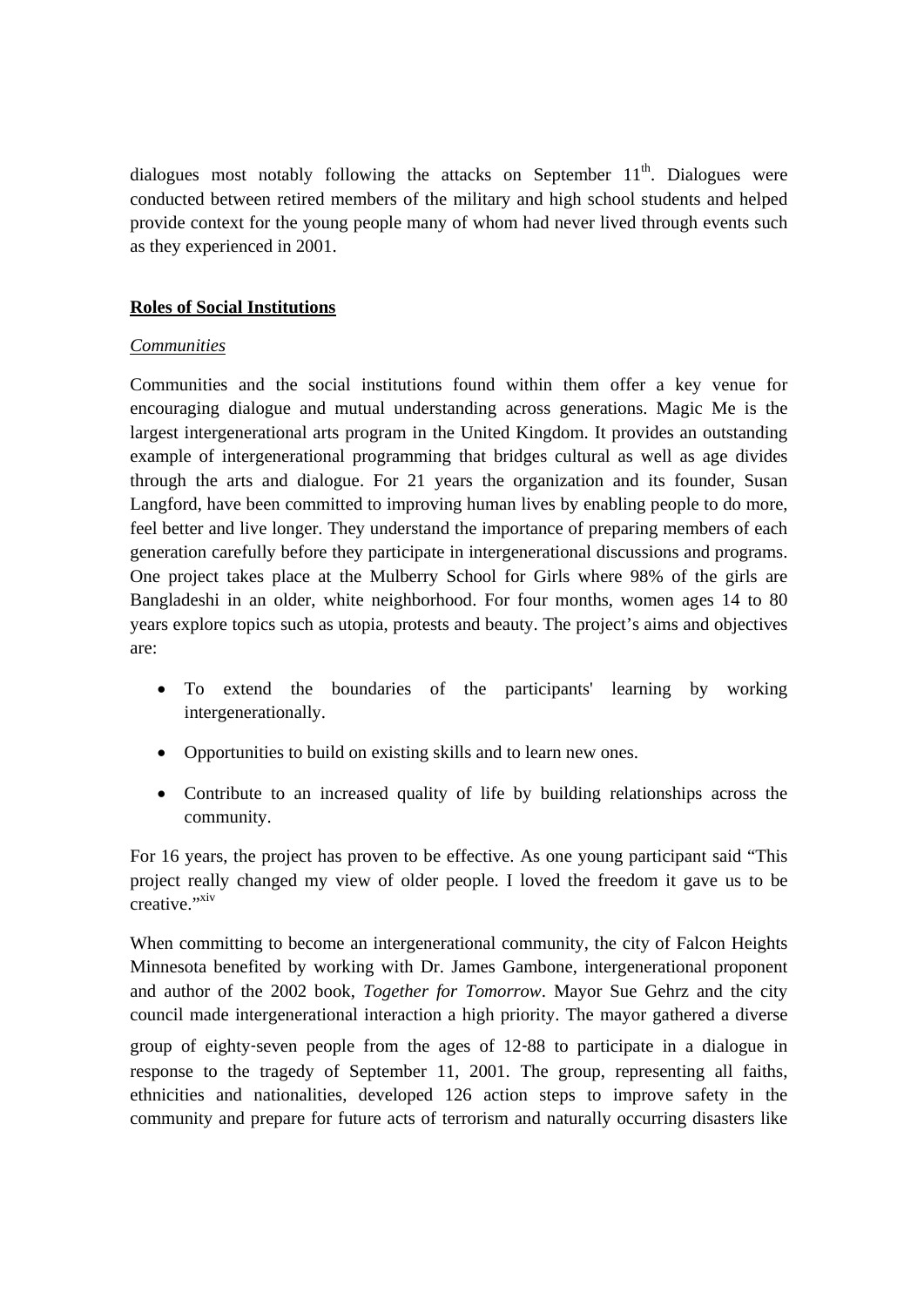dialogues most notably following the attacks on September 11th. Dialogues were conducted between retired members of the military and high school students and helped provide context for the young people many of whom had never lived through events such as they experienced in 2001.

**Roles of Social Institutions**

*Communities*

Communities and the social institutions found within them offer a key venue for encouraging dialogue and mutual understanding across generations. Magic Me is the largest intergenerational arts program in the United Kingdom. It provides an outstanding example of intergenerational programming that bridges cultural as well as age divides through the arts and dialogue. For 21 years the organization and its founder, Susan Langford, have been committed to improving human lives by enabling people to do more, feel better and live longer. They understand the importance of preparing members of each generation carefully before they participate in intergenerational discussions and programs. One project takes place at the Mulberry School for Girls where 98% of the girls are Bangladeshi in an older, white neighborhood. For four months, women ages 14 to 80 years explore topics such as utopia, protests and beauty. The project's aims and objectives are:

- To extend the boundaries of the participants' learning by working intergenerationally.
- Opportunities to build on existing skills and to learn new ones.
- Contribute to an increased quality of life by building relationships across the community.

For 16 years, the project has proven to be effective. As one young participant said "This project really changed my view of older people. I loved the freedom it gave us to be creative."[xiv]

When committing to become an intergenerational community, the city of Falcon Heights Minnesota benefited by working with Dr. James Gambone, intergenerational proponent and author of the 2002 book, *Together for Tomorrow*. Mayor Sue Gehrz and the city council made intergenerational interaction a high priority. The mayor gathered a diverse group of eighty-seven people from the ages of 12-88 to participate in a dialogue in response to the tragedy of September 11, 2001. The group, representing all faiths, ethnicities and nationalities, developed 126 action steps to improve safety in the community and prepare for future acts of terrorism and naturally occurring disasters like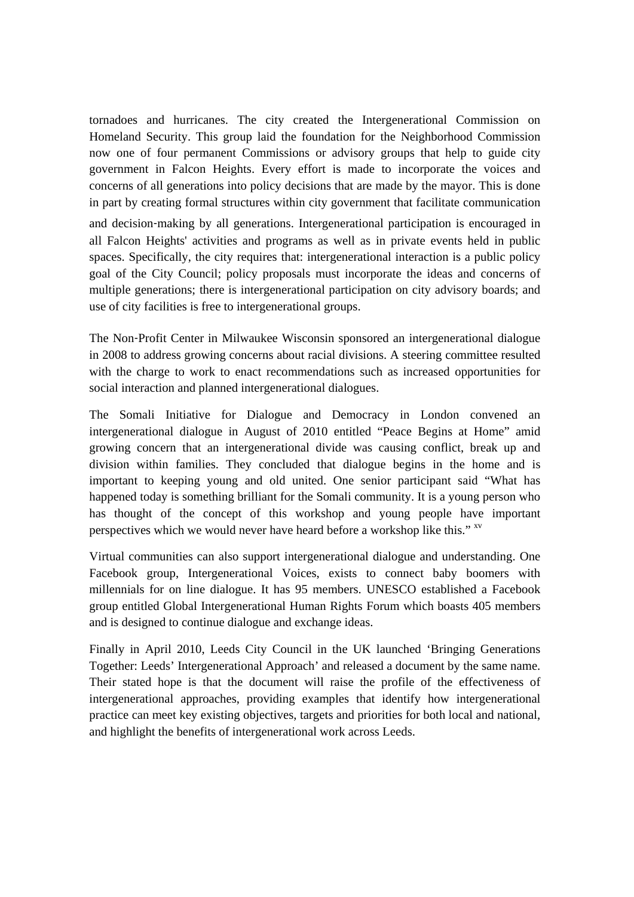tornadoes and hurricanes. The city created the Intergenerational Commission on Homeland Security. This group laid the foundation for the Neighborhood Commission now one of four permanent Commissions or advisory groups that help to guide city government in Falcon Heights. Every effort is made to incorporate the voices and concerns of all generations into policy decisions that are made by the mayor. This is done in part by creating formal structures within city government that facilitate communication and decision-making by all generations. Intergenerational participation is encouraged in all Falcon Heights' activities and programs as well as in private events held in public spaces. Specifically, the city requires that: intergenerational interaction is a public policy goal of the City Council; policy proposals must incorporate the ideas and concerns of multiple generations; there is intergenerational participation on city advisory boards; and use of city facilities is free to intergenerational groups.

The Non-Profit Center in Milwaukee Wisconsin sponsored an intergenerational dialogue in 2008 to address growing concerns about racial divisions. A steering committee resulted with the charge to work to enact recommendations such as increased opportunities for social interaction and planned intergenerational dialogues.

The Somali Initiative for Dialogue and Democracy in London convened an intergenerational dialogue in August of 2010 entitled "Peace Begins at Home" amid growing concern that an intergenerational divide was causing conflict, break up and division within families. They concluded that dialogue begins in the home and is important to keeping young and old united. One senior participant said "What has happened today is something brilliant for the Somali community. It is a young person who has thought of the concept of this workshop and young people have important perspectives which we would never have heard before a workshop like this." [xv]

Virtual communities can also support intergenerational dialogue and understanding. One Facebook group, Intergenerational Voices, exists to connect baby boomers with millennials for on line dialogue. It has 95 members. UNESCO established a Facebook group entitled Global Intergenerational Human Rights Forum which boasts 405 members and is designed to continue dialogue and exchange ideas.

Finally in April 2010, Leeds City Council in the UK launched 'Bringing Generations Together: Leeds' Intergenerational Approach' and released a document by the same name. Their stated hope is that the document will raise the profile of the effectiveness of intergenerational approaches, providing examples that identify how intergenerational practice can meet key existing objectives, targets and priorities for both local and national, and highlight the benefits of intergenerational work across Leeds.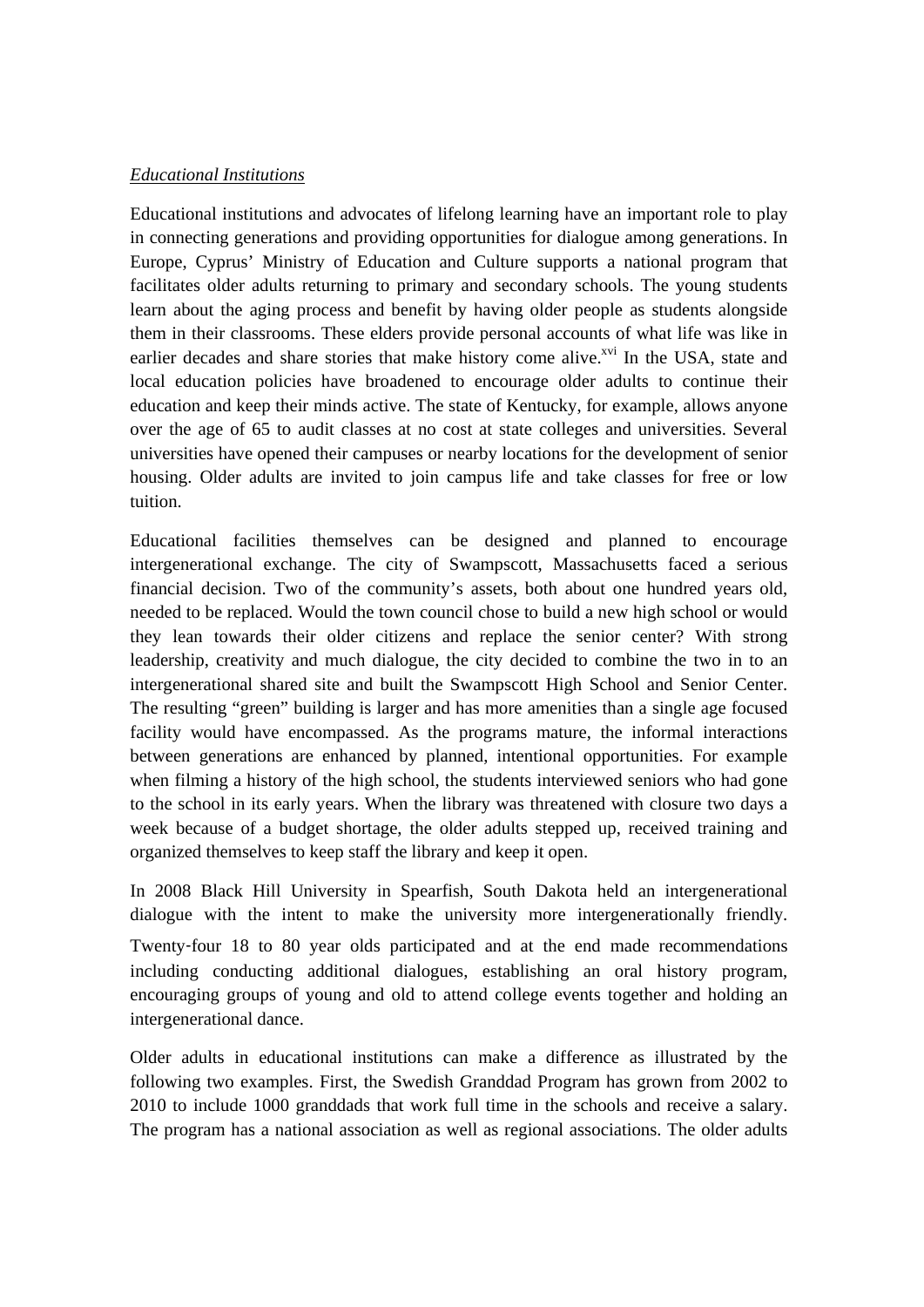*Educational Institutions*

Educational institutions and advocates of lifelong learning have an important role to play in connecting generations and providing opportunities for dialogue among generations. In Europe, Cyprus' Ministry of Education and Culture supports a national program that facilitates older adults returning to primary and secondary schools. The young students learn about the aging process and benefit by having older people as students alongside them in their classrooms. These elders provide personal accounts of what life was like in earlier decades and share stories that make history come alive.[xvi] In the USA, state and local education policies have broadened to encourage older adults to continue their education and keep their minds active. The state of Kentucky, for example, allows anyone over the age of 65 to audit classes at no cost at state colleges and universities. Several universities have opened their campuses or nearby locations for the development of senior housing. Older adults are invited to join campus life and take classes for free or low tuition.

Educational facilities themselves can be designed and planned to encourage intergenerational exchange. The city of Swampscott, Massachusetts faced a serious financial decision. Two of the community's assets, both about one hundred years old, needed to be replaced. Would the town council chose to build a new high school or would they lean towards their older citizens and replace the senior center? With strong leadership, creativity and much dialogue, the city decided to combine the two in to an intergenerational shared site and built the Swampscott High School and Senior Center. The resulting "green" building is larger and has more amenities than a single age focused facility would have encompassed. As the programs mature, the informal interactions between generations are enhanced by planned, intentional opportunities. For example when filming a history of the high school, the students interviewed seniors who had gone to the school in its early years. When the library was threatened with closure two days a week because of a budget shortage, the older adults stepped up, received training and organized themselves to keep staff the library and keep it open.

In 2008 Black Hill University in Spearfish, South Dakota held an intergenerational dialogue with the intent to make the university more intergenerationally friendly. Twenty-four 18 to 80 year olds participated and at the end made recommendations including conducting additional dialogues, establishing an oral history program, encouraging groups of young and old to attend college events together and holding an intergenerational dance.

Older adults in educational institutions can make a difference as illustrated by the following two examples. First, the Swedish Granddad Program has grown from 2002 to 2010 to include 1000 granddads that work full time in the schools and receive a salary. The program has a national association as well as regional associations. The older adults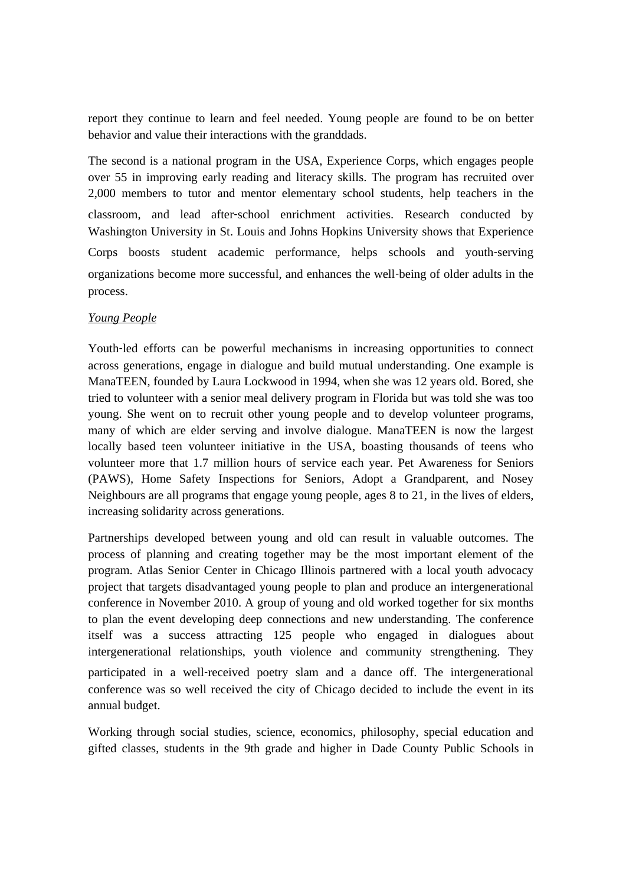report they continue to learn and feel needed. Young people are found to be on better behavior and value their interactions with the granddads.

The second is a national program in the USA, Experience Corps, which engages people over 55 in improving early reading and literacy skills. The program has recruited over 2,000 members to tutor and mentor elementary school students, help teachers in the classroom, and lead after-school enrichment activities. Research conducted by Washington University in St. Louis and Johns Hopkins University shows that Experience Corps boosts student academic performance, helps schools and youth-serving organizations become more successful, and enhances the well-being of older adults in the process.

*Young People*

Youth-led efforts can be powerful mechanisms in increasing opportunities to connect across generations, engage in dialogue and build mutual understanding. One example is ManaTEEN, founded by Laura Lockwood in 1994, when she was 12 years old. Bored, she tried to volunteer with a senior meal delivery program in Florida but was told she was too young. She went on to recruit other young people and to develop volunteer programs, many of which are elder serving and involve dialogue. ManaTEEN is now the largest locally based teen volunteer initiative in the USA, boasting thousands of teens who volunteer more that 1.7 million hours of service each year. Pet Awareness for Seniors (PAWS), Home Safety Inspections for Seniors, Adopt a Grandparent, and Nosey Neighbours are all programs that engage young people, ages 8 to 21, in the lives of elders, increasing solidarity across generations.

Partnerships developed between young and old can result in valuable outcomes. The process of planning and creating together may be the most important element of the program. Atlas Senior Center in Chicago Illinois partnered with a local youth advocacy project that targets disadvantaged young people to plan and produce an intergenerational conference in November 2010. A group of young and old worked together for six months to plan the event developing deep connections and new understanding. The conference itself was a success attracting 125 people who engaged in dialogues about intergenerational relationships, youth violence and community strengthening. They participated in a well-received poetry slam and a dance off. The intergenerational conference was so well received the city of Chicago decided to include the event in its annual budget.

Working through social studies, science, economics, philosophy, special education and gifted classes, students in the 9th grade and higher in Dade County Public Schools in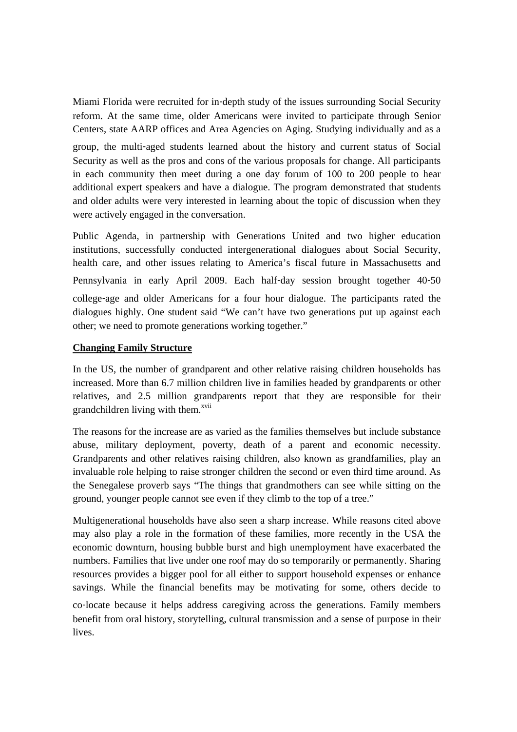Miami Florida were recruited for in-depth study of the issues surrounding Social Security reform. At the same time, older Americans were invited to participate through Senior Centers, state AARP offices and Area Agencies on Aging. Studying individually and as a group, the multi-aged students learned about the history and current status of Social Security as well as the pros and cons of the various proposals for change. All participants in each community then meet during a one day forum of 100 to 200 people to hear additional expert speakers and have a dialogue. The program demonstrated that students and older adults were very interested in learning about the topic of discussion when they were actively engaged in the conversation.

Public Agenda, in partnership with Generations United and two higher education institutions, successfully conducted intergenerational dialogues about Social Security, health care, and other issues relating to America's fiscal future in Massachusetts and Pennsylvania in early April 2009. Each half-day session brought together 40-50 college-age and older Americans for a four hour dialogue. The participants rated the dialogues highly. One student said "We can't have two generations put up against each other; we need to promote generations working together."

**Changing Family Structure**

In the US, the number of grandparent and other relative raising children households has increased. More than 6.7 million children live in families headed by grandparents or other relatives, and 2.5 million grandparents report that they are responsible for their grandchildren living with them.[xvii]

The reasons for the increase are as varied as the families themselves but include substance abuse, military deployment, poverty, death of a parent and economic necessity. Grandparents and other relatives raising children, also known as grandfamilies, play an invaluable role helping to raise stronger children the second or even third time around. As the Senegalese proverb says "The things that grandmothers can see while sitting on the ground, younger people cannot see even if they climb to the top of a tree."

Multigenerational households have also seen a sharp increase. While reasons cited above may also play a role in the formation of these families, more recently in the USA the economic downturn, housing bubble burst and high unemployment have exacerbated the numbers. Families that live under one roof may do so temporarily or permanently. Sharing resources provides a bigger pool for all either to support household expenses or enhance savings. While the financial benefits may be motivating for some, others decide to co-locate because it helps address caregiving across the generations. Family members benefit from oral history, storytelling, cultural transmission and a sense of purpose in their lives.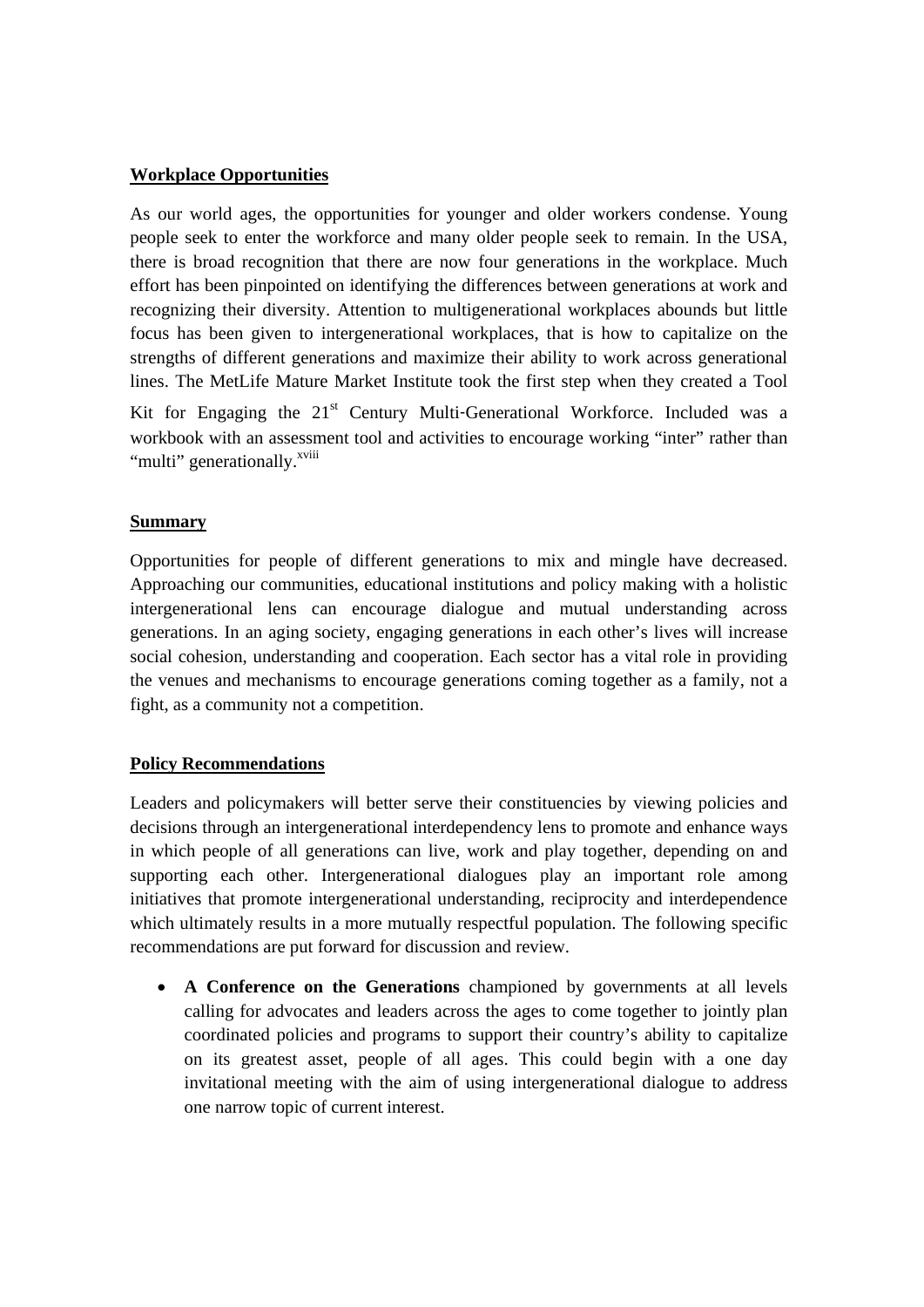**Workplace Opportunities**

As our world ages, the opportunities for younger and older workers condense. Young people seek to enter the workforce and many older people seek to remain. In the USA, there is broad recognition that there are now four generations in the workplace. Much effort has been pinpointed on identifying the differences between generations at work and recognizing their diversity. Attention to multigenerational workplaces abounds but little focus has been given to intergenerational workplaces, that is how to capitalize on the strengths of different generations and maximize their ability to work across generational lines. The MetLife Mature Market Institute took the first step when they created a Tool Kit for Engaging the 21st Century Multi-Generational Workforce. Included was a workbook with an assessment tool and activities to encourage working "inter" rather than "multi" generationally.[xviii]

**Summary**

Opportunities for people of different generations to mix and mingle have decreased. Approaching our communities, educational institutions and policy making with a holistic intergenerational lens can encourage dialogue and mutual understanding across generations. In an aging society, engaging generations in each other's lives will increase social cohesion, understanding and cooperation. Each sector has a vital role in providing the venues and mechanisms to encourage generations coming together as a family, not a fight, as a community not a competition.

**Policy Recommendations**

Leaders and policymakers will better serve their constituencies by viewing policies and decisions through an intergenerational interdependency lens to promote and enhance ways in which people of all generations can live, work and play together, depending on and supporting each other. Intergenerational dialogues play an important role among initiatives that promote intergenerational understanding, reciprocity and interdependence which ultimately results in a more mutually respectful population. The following specific recommendations are put forward for discussion and review.

- **A Conference on the Generations** championed by governments at all levels calling for advocates and leaders across the ages to come together to jointly plan coordinated policies and programs to support their country's ability to capitalize on its greatest asset, people of all ages. This could begin with a one day invitational meeting with the aim of using intergenerational dialogue to address one narrow topic of current interest.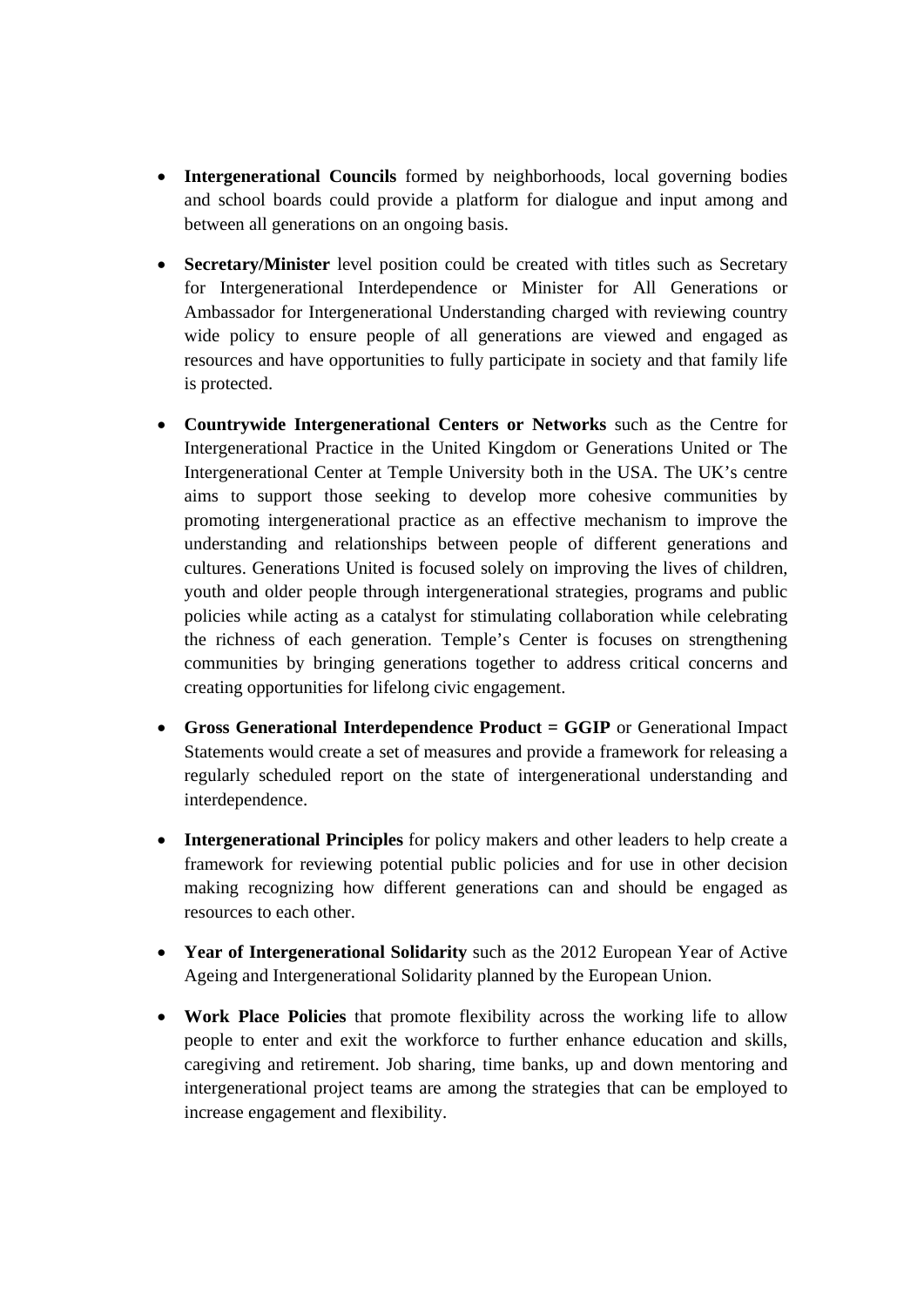- **Intergenerational Councils** formed by neighborhoods, local governing bodies and school boards could provide a platform for dialogue and input among and between all generations on an ongoing basis.

- **Secretary/Minister** level position could be created with titles such as Secretary for Intergenerational Interdependence or Minister for All Generations or Ambassador for Intergenerational Understanding charged with reviewing country wide policy to ensure people of all generations are viewed and engaged as resources and have opportunities to fully participate in society and that family life is protected.

- **Countrywide Intergenerational Centers or Networks** such as the Centre for Intergenerational Practice in the United Kingdom or Generations United or The Intergenerational Center at Temple University both in the USA. The UK's centre aims to support those seeking to develop more cohesive communities by promoting intergenerational practice as an effective mechanism to improve the understanding and relationships between people of different generations and cultures. Generations United is focused solely on improving the lives of children, youth and older people through intergenerational strategies, programs and public policies while acting as a catalyst for stimulating collaboration while celebrating the richness of each generation. Temple's Center is focuses on strengthening communities by bringing generations together to address critical concerns and creating opportunities for lifelong civic engagement.

- **Gross Generational Interdependence Product = GGIP** or Generational Impact Statements would create a set of measures and provide a framework for releasing a regularly scheduled report on the state of intergenerational understanding and interdependence.

- **Intergenerational Principles** for policy makers and other leaders to help create a framework for reviewing potential public policies and for use in other decision making recognizing how different generations can and should be engaged as resources to each other.

- **Year of Intergenerational Solidarity** such as the 2012 European Year of Active Ageing and Intergenerational Solidarity planned by the European Union.

- **Work Place Policies** that promote flexibility across the working life to allow people to enter and exit the workforce to further enhance education and skills, caregiving and retirement. Job sharing, time banks, up and down mentoring and intergenerational project teams are among the strategies that can be employed to increase engagement and flexibility.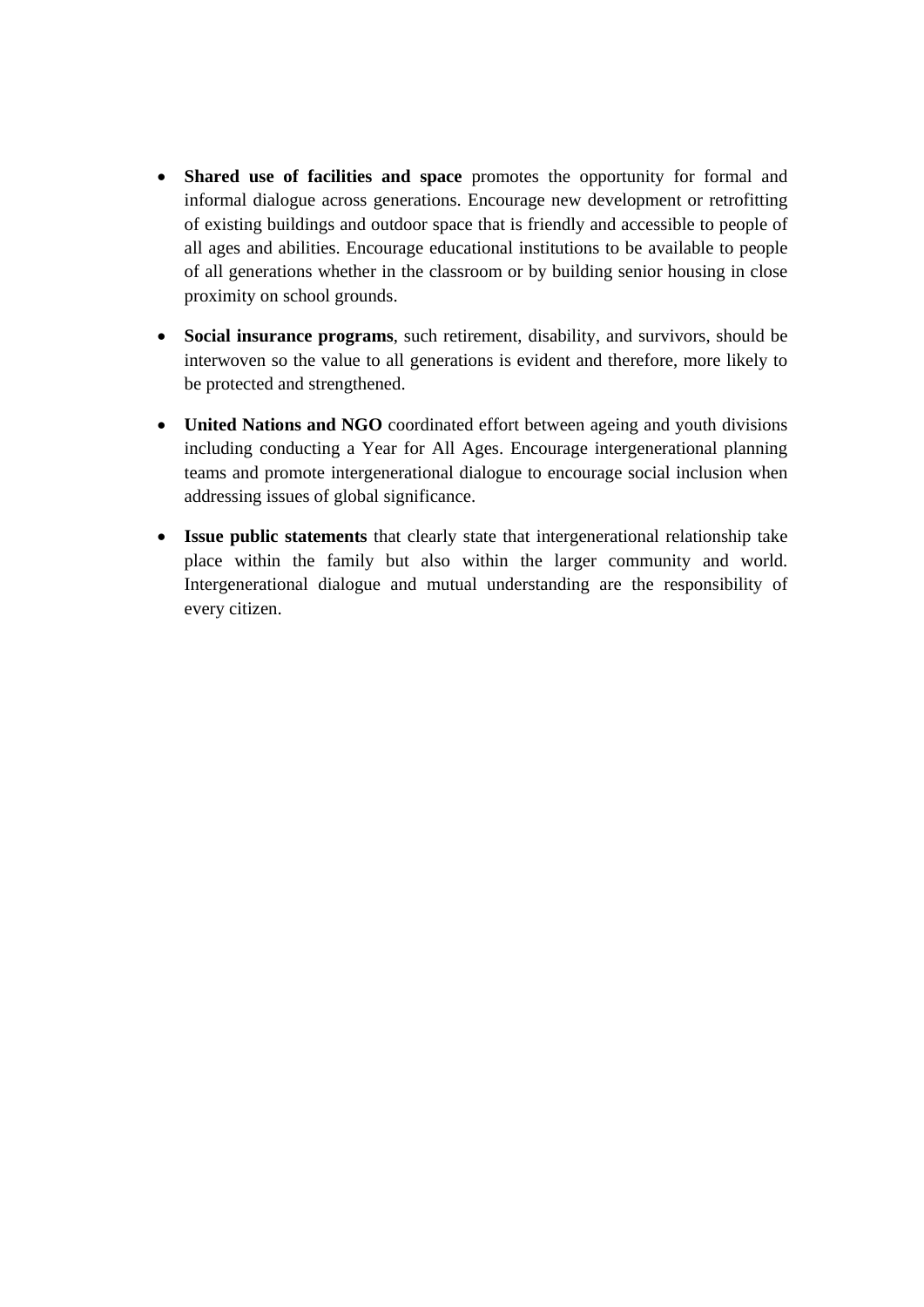- **Shared use of facilities and space** promotes the opportunity for formal and informal dialogue across generations. Encourage new development or retrofitting of existing buildings and outdoor space that is friendly and accessible to people of all ages and abilities. Encourage educational institutions to be available to people of all generations whether in the classroom or by building senior housing in close proximity on school grounds.

- **Social insurance programs**, such retirement, disability, and survivors, should be interwoven so the value to all generations is evident and therefore, more likely to be protected and strengthened.

- **United Nations and NGO** coordinated effort between ageing and youth divisions including conducting a Year for All Ages. Encourage intergenerational planning teams and promote intergenerational dialogue to encourage social inclusion when addressing issues of global significance.

- **Issue public statements** that clearly state that intergenerational relationship take place within the family but also within the larger community and world. Intergenerational dialogue and mutual understanding are the responsibility of every citizen.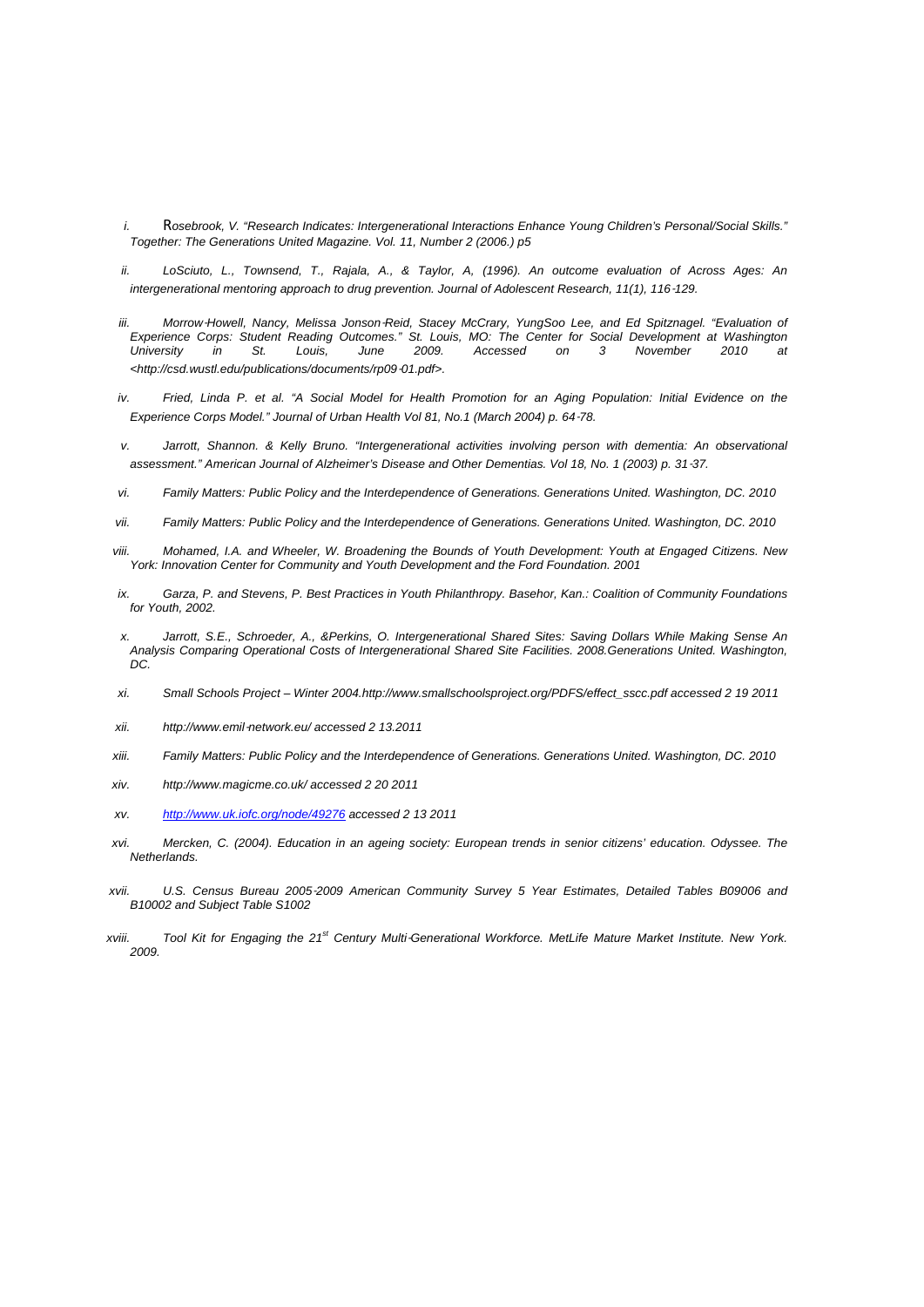i. *Rosebrook, V. "Research Indicates: Intergenerational Interactions Enhance Young Children's Personal/Social Skills." Together: The Generations United Magazine. Vol. 11, Number 2 (2006.) p5*

ii. *LoSciuto, L., Townsend, T., Rajala, A., & Taylor, A, (1996). An outcome evaluation of Across Ages: An intergenerational mentoring approach to drug prevention. Journal of Adolescent Research, 11(1), 116-129.*

iii. *Morrow-Howell, Nancy, Melissa Jonson-Reid, Stacey McCrary, YungSoo Lee, and Ed Spitznagel. "Evaluation of Experience Corps: Student Reading Outcomes." St. Louis, MO: The Center for Social Development at Washington University in St. Louis, June 2009. Accessed on 3 November 2010 at <http://csd.wustl.edu/publications/documents/rp09-01.pdf>.*

iv. *Fried, Linda P. et al. "A Social Model for Health Promotion for an Aging Population: Initial Evidence on the Experience Corps Model." Journal of Urban Health Vol 81, No.1 (March 2004) p. 64-78.*

v. *Jarrott, Shannon. & Kelly Bruno. "Intergenerational activities involving person with dementia: An observational assessment." American Journal of Alzheimer's Disease and Other Dementias. Vol 18, No. 1 (2003) p. 31-37.*

vi. *Family Matters: Public Policy and the Interdependence of Generations. Generations United. Washington, DC. 2010*

vii. *Family Matters: Public Policy and the Interdependence of Generations. Generations United. Washington, DC. 2010*

viii. *Mohamed, I.A. and Wheeler, W. Broadening the Bounds of Youth Development: Youth at Engaged Citizens. New York: Innovation Center for Community and Youth Development and the Ford Foundation. 2001*

ix. *Garza, P. and Stevens, P. Best Practices in Youth Philanthropy. Basehor, Kan.: Coalition of Community Foundations for Youth, 2002.*

x. *Jarrott, S.E., Schroeder, A., &Perkins, O. Intergenerational Shared Sites: Saving Dollars While Making Sense An Analysis Comparing Operational Costs of Intergenerational Shared Site Facilities. 2008.Generations United. Washington, DC.*

xi. *Small Schools Project – Winter 2004.http://www.smallschoolsproject.org/PDFS/effect_sscc.pdf accessed 2 19 2011*

xii. *http://www.emil-network.eu/ accessed 2 13.2011*

xiii. *Family Matters: Public Policy and the Interdependence of Generations. Generations United. Washington, DC. 2010*

xiv. *http://www.magicme.co.uk/ accessed 2 20 2011*

xv. *http://www.uk.iofc.org/node/49276 accessed 2 13 2011*

xvi. *Mercken, C. (2004). Education in an ageing society: European trends in senior citizens' education. Odyssee. The Netherlands.*

xvii. *U.S. Census Bureau 2005-2009 American Community Survey 5 Year Estimates, Detailed Tables B09006 and B10002 and Subject Table S1002*

xviii. *Tool Kit for Engaging the 21st Century Multi-Generational Workforce. MetLife Mature Market Institute. New York. 2009.*